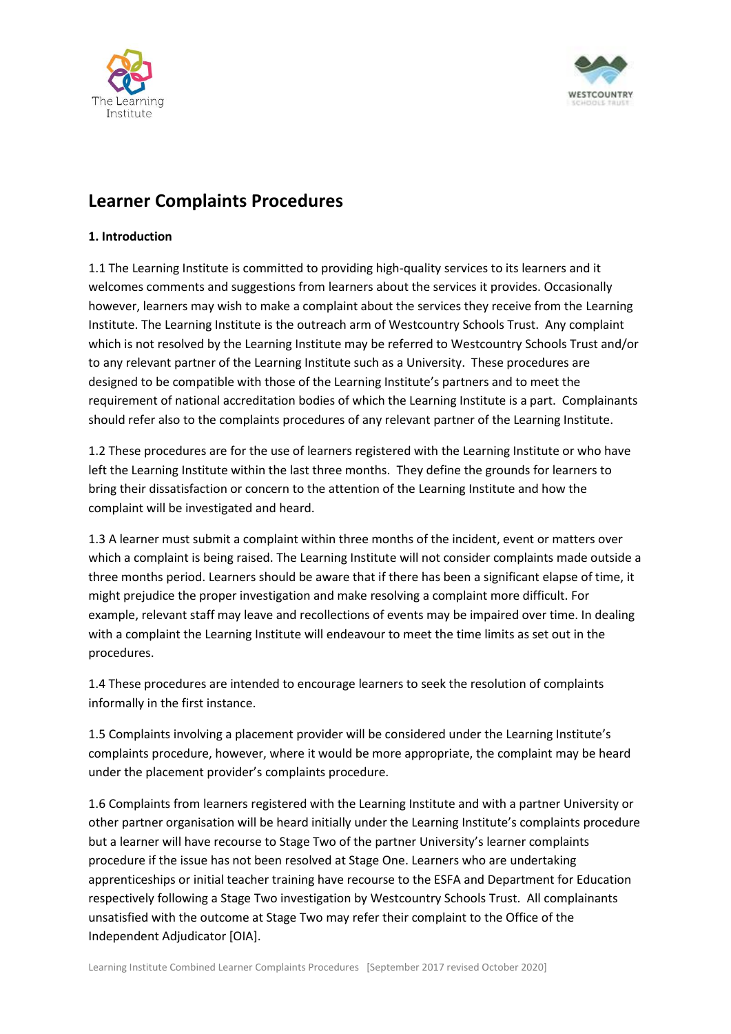# Learner Complaints Procedures

**1. Introduction**

1.1 The Learning Institute is committed to providing high-quality services to its learners and it welcomes comments and suggestions from learners about the services it provides. Occasionally however, learners may wish to make a complaint about the services they receive from the Learning Institute. The Learning Institute is the outreach arm of Westcountry Schools Trust. Any complaint which is not resolved by the Learning Institute may be referred to Westcountry Schools Trust and/or to any relevant partner of the Learning Institute such as a University. These procedures are designed to be compatible with those of the Learning Institute's partners and to meet the requirement of national accreditation bodies of which the Learning Institute is a part. Complainants should refer also to the complaints procedures of any relevant partner of the Learning Institute.

1.2 These procedures are for the use of learners registered with the Learning Institute or who have left the Learning Institute within the last three months. They define the grounds for learners to bring their dissatisfaction or concern to the attention of the Learning Institute and how the complaint will be investigated and heard.

1.3 A learner must submit a complaint within three months of the incident, event or matters over which a complaint is being raised. The Learning Institute will not consider complaints made outside a three months period. Learners should be aware that if there has been a significant elapse of time, it might prejudice the proper investigation and make resolving a complaint more difficult. For example, relevant staff may leave and recollections of events may be impaired over time. In dealing with a complaint the Learning Institute will endeavour to meet the time limits as set out in the procedures.

1.4 These procedures are intended to encourage learners to seek the resolution of complaints informally in the first instance.

1.5 Complaints involving a placement provider will be considered under the Learning Institute's complaints procedure, however, where it would be more appropriate, the complaint may be heard under the placement provider's complaints procedure.

1.6 Complaints from learners registered with the Learning Institute and with a partner University or other partner organisation will be heard initially under the Learning Institute's complaints procedure but a learner will have recourse to Stage Two of the partner University's learner complaints procedure if the issue has not been resolved at Stage One. Learners who are undertaking apprenticeships or initial teacher training have recourse to the ESFA and Department for Education respectively following a Stage Two investigation by Westcountry Schools Trust. All complainants unsatisfied with the outcome at Stage Two may refer their complaint to the Office of the Independent Adjudicator [OIA].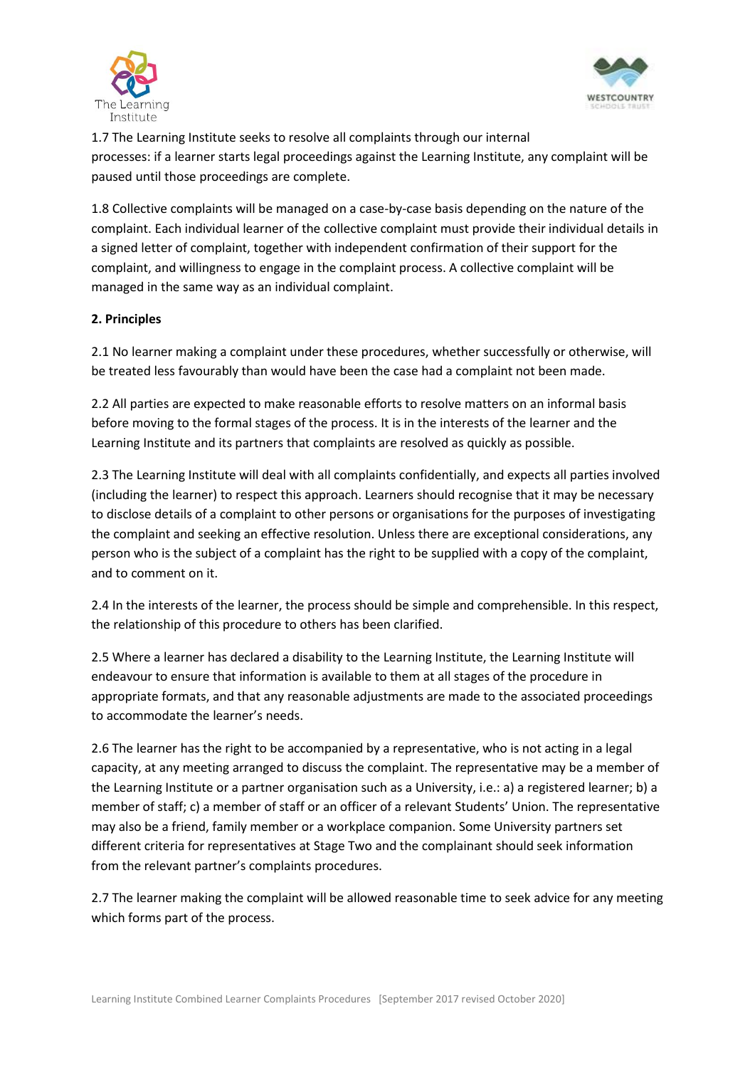1.7 The Learning Institute seeks to resolve all complaints through our internal processes: if a learner starts legal proceedings against the Learning Institute, any complaint will be paused until those proceedings are complete.

1.8 Collective complaints will be managed on a case-by-case basis depending on the nature of the complaint. Each individual learner of the collective complaint must provide their individual details in a signed letter of complaint, together with independent confirmation of their support for the complaint, and willingness to engage in the complaint process. A collective complaint will be managed in the same way as an individual complaint.

**2. Principles**

2.1 No learner making a complaint under these procedures, whether successfully or otherwise, will be treated less favourably than would have been the case had a complaint not been made.

2.2 All parties are expected to make reasonable efforts to resolve matters on an informal basis before moving to the formal stages of the process. It is in the interests of the learner and the Learning Institute and its partners that complaints are resolved as quickly as possible.

2.3 The Learning Institute will deal with all complaints confidentially, and expects all parties involved (including the learner) to respect this approach. Learners should recognise that it may be necessary to disclose details of a complaint to other persons or organisations for the purposes of investigating the complaint and seeking an effective resolution. Unless there are exceptional considerations, any person who is the subject of a complaint has the right to be supplied with a copy of the complaint, and to comment on it.

2.4 In the interests of the learner, the process should be simple and comprehensible. In this respect, the relationship of this procedure to others has been clarified.

2.5 Where a learner has declared a disability to the Learning Institute, the Learning Institute will endeavour to ensure that information is available to them at all stages of the procedure in appropriate formats, and that any reasonable adjustments are made to the associated proceedings to accommodate the learner's needs.

2.6 The learner has the right to be accompanied by a representative, who is not acting in a legal capacity, at any meeting arranged to discuss the complaint. The representative may be a member of the Learning Institute or a partner organisation such as a University, i.e.: a) a registered learner; b) a member of staff; c) a member of staff or an officer of a relevant Students' Union. The representative may also be a friend, family member or a workplace companion. Some University partners set different criteria for representatives at Stage Two and the complainant should seek information from the relevant partner's complaints procedures.

2.7 The learner making the complaint will be allowed reasonable time to seek advice for any meeting which forms part of the process.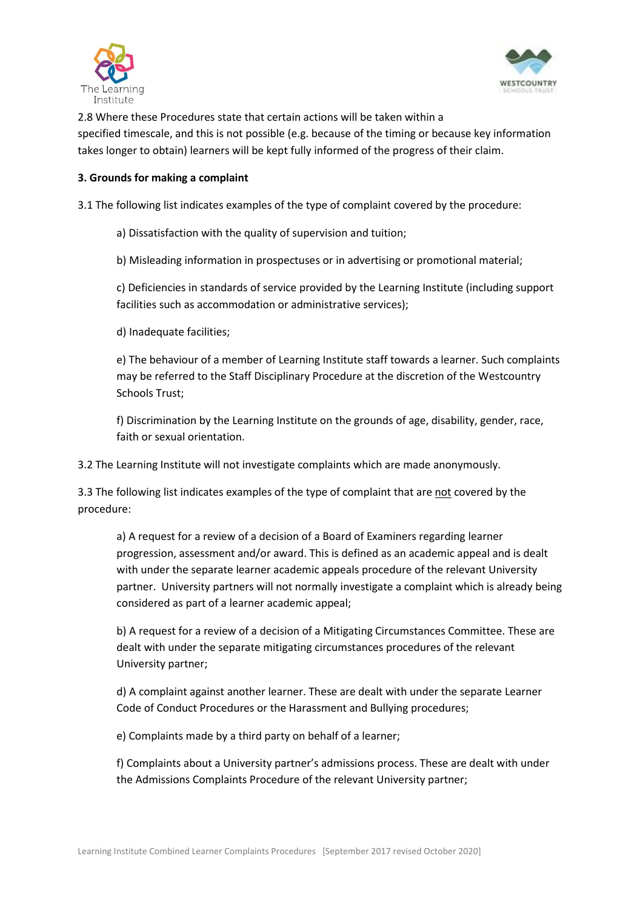2.8 Where these Procedures state that certain actions will be taken within a specified timescale, and this is not possible (e.g. because of the timing or because key information takes longer to obtain) learners will be kept fully informed of the progress of their claim.

**3. Grounds for making a complaint**

3.1 The following list indicates examples of the type of complaint covered by the procedure:

a) Dissatisfaction with the quality of supervision and tuition;

b) Misleading information in prospectuses or in advertising or promotional material;

c) Deficiencies in standards of service provided by the Learning Institute (including support facilities such as accommodation or administrative services);

d) Inadequate facilities;

e) The behaviour of a member of Learning Institute staff towards a learner. Such complaints may be referred to the Staff Disciplinary Procedure at the discretion of the Westcountry Schools Trust;

f) Discrimination by the Learning Institute on the grounds of age, disability, gender, race, faith or sexual orientation.

3.2 The Learning Institute will not investigate complaints which are made anonymously.

3.3 The following list indicates examples of the type of complaint that are not covered by the procedure:

a) A request for a review of a decision of a Board of Examiners regarding learner progression, assessment and/or award. This is defined as an academic appeal and is dealt with under the separate learner academic appeals procedure of the relevant University partner. University partners will not normally investigate a complaint which is already being considered as part of a learner academic appeal;

b) A request for a review of a decision of a Mitigating Circumstances Committee. These are dealt with under the separate mitigating circumstances procedures of the relevant University partner;

d) A complaint against another learner. These are dealt with under the separate Learner Code of Conduct Procedures or the Harassment and Bullying procedures;

e) Complaints made by a third party on behalf of a learner;

f) Complaints about a University partner's admissions process. These are dealt with under the Admissions Complaints Procedure of the relevant University partner;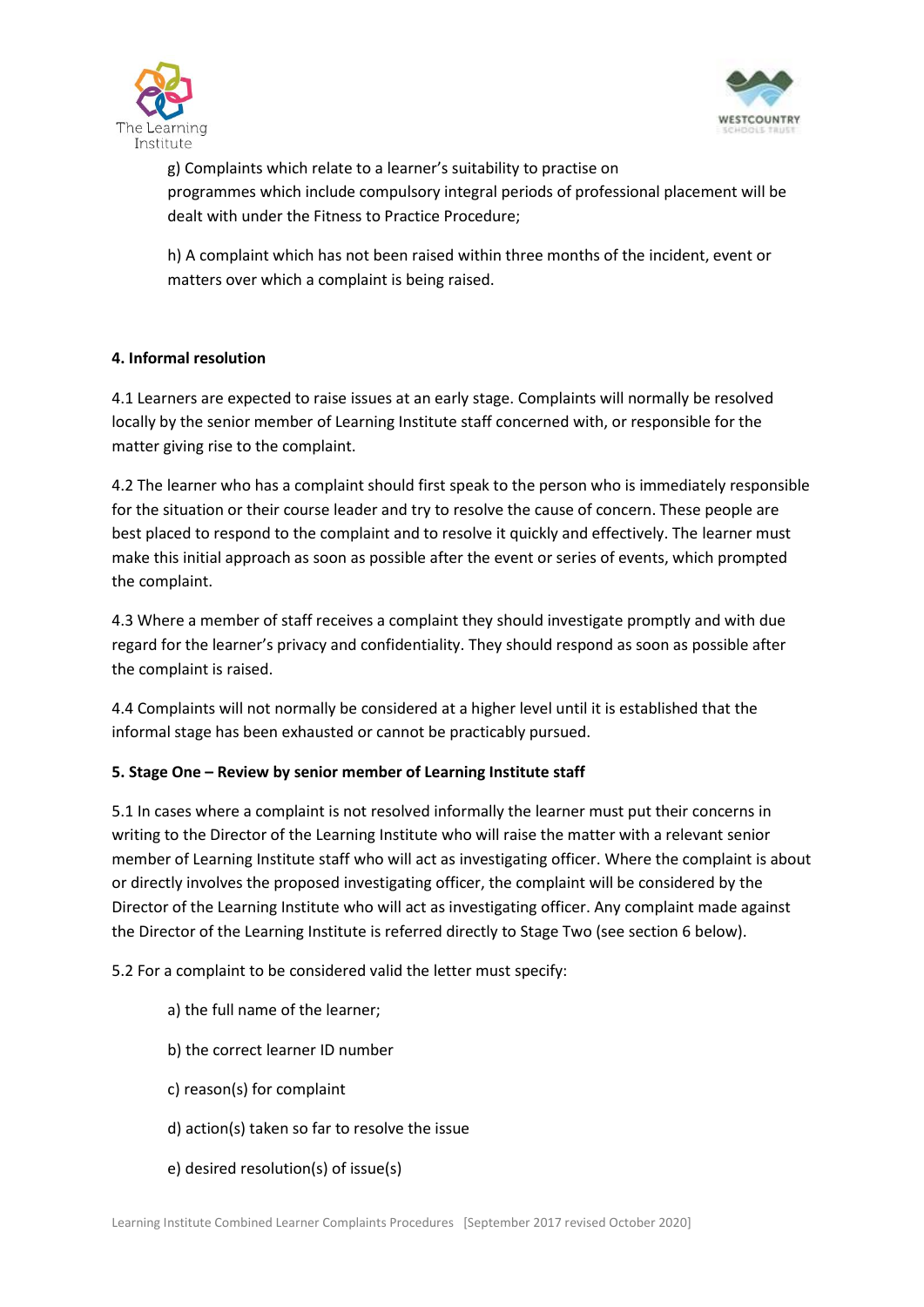g) Complaints which relate to a learner's suitability to practise on programmes which include compulsory integral periods of professional placement will be dealt with under the Fitness to Practice Procedure;

h) A complaint which has not been raised within three months of the incident, event or matters over which a complaint is being raised.

## 4. Informal resolution

4.1 Learners are expected to raise issues at an early stage. Complaints will normally be resolved locally by the senior member of Learning Institute staff concerned with, or responsible for the matter giving rise to the complaint.

4.2 The learner who has a complaint should first speak to the person who is immediately responsible for the situation or their course leader and try to resolve the cause of concern. These people are best placed to respond to the complaint and to resolve it quickly and effectively. The learner must make this initial approach as soon as possible after the event or series of events, which prompted the complaint.

4.3 Where a member of staff receives a complaint they should investigate promptly and with due regard for the learner's privacy and confidentiality. They should respond as soon as possible after the complaint is raised.

4.4 Complaints will not normally be considered at a higher level until it is established that the informal stage has been exhausted or cannot be practicably pursued.

## 5. Stage One – Review by senior member of Learning Institute staff

5.1 In cases where a complaint is not resolved informally the learner must put their concerns in writing to the Director of the Learning Institute who will raise the matter with a relevant senior member of Learning Institute staff who will act as investigating officer. Where the complaint is about or directly involves the proposed investigating officer, the complaint will be considered by the Director of the Learning Institute who will act as investigating officer. Any complaint made against the Director of the Learning Institute is referred directly to Stage Two (see section 6 below).

5.2 For a complaint to be considered valid the letter must specify:

a) the full name of the learner;

b) the correct learner ID number

c) reason(s) for complaint

d) action(s) taken so far to resolve the issue

e) desired resolution(s) of issue(s)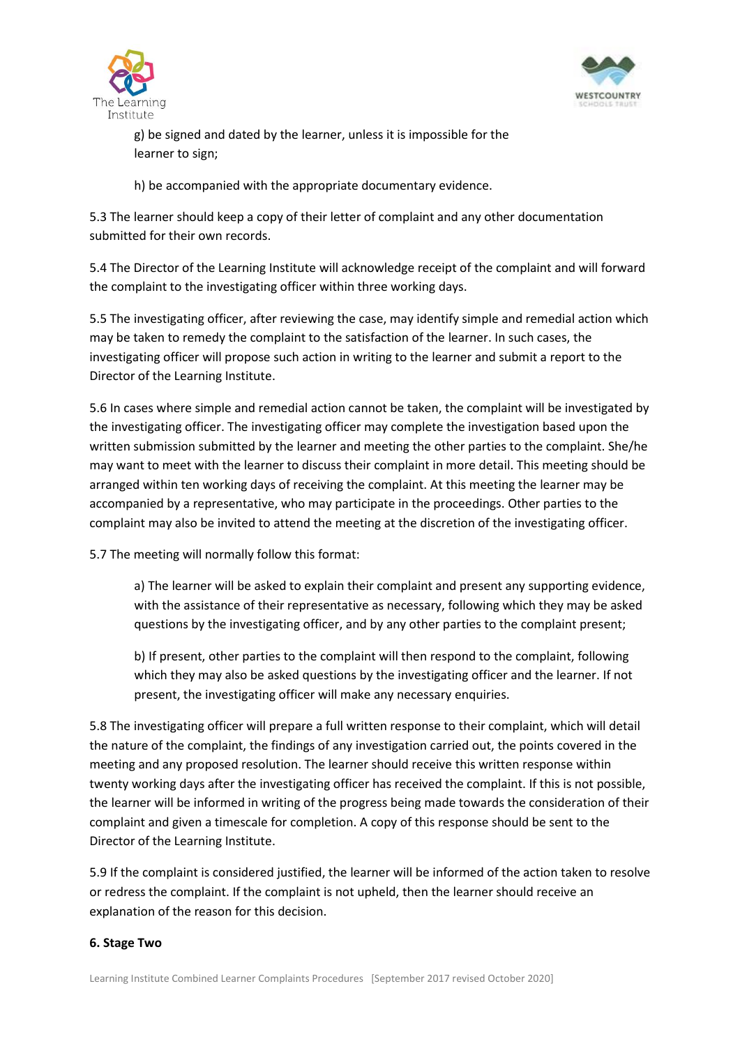g) be signed and dated by the learner, unless it is impossible for the learner to sign;

h) be accompanied with the appropriate documentary evidence.

5.3 The learner should keep a copy of their letter of complaint and any other documentation submitted for their own records.

5.4 The Director of the Learning Institute will acknowledge receipt of the complaint and will forward the complaint to the investigating officer within three working days.

5.5 The investigating officer, after reviewing the case, may identify simple and remedial action which may be taken to remedy the complaint to the satisfaction of the learner. In such cases, the investigating officer will propose such action in writing to the learner and submit a report to the Director of the Learning Institute.

5.6 In cases where simple and remedial action cannot be taken, the complaint will be investigated by the investigating officer. The investigating officer may complete the investigation based upon the written submission submitted by the learner and meeting the other parties to the complaint. She/he may want to meet with the learner to discuss their complaint in more detail. This meeting should be arranged within ten working days of receiving the complaint. At this meeting the learner may be accompanied by a representative, who may participate in the proceedings. Other parties to the complaint may also be invited to attend the meeting at the discretion of the investigating officer.

5.7 The meeting will normally follow this format:

a) The learner will be asked to explain their complaint and present any supporting evidence, with the assistance of their representative as necessary, following which they may be asked questions by the investigating officer, and by any other parties to the complaint present;

b) If present, other parties to the complaint will then respond to the complaint, following which they may also be asked questions by the investigating officer and the learner. If not present, the investigating officer will make any necessary enquiries.

5.8 The investigating officer will prepare a full written response to their complaint, which will detail the nature of the complaint, the findings of any investigation carried out, the points covered in the meeting and any proposed resolution. The learner should receive this written response within twenty working days after the investigating officer has received the complaint. If this is not possible, the learner will be informed in writing of the progress being made towards the consideration of their complaint and given a timescale for completion. A copy of this response should be sent to the Director of the Learning Institute.

5.9 If the complaint is considered justified, the learner will be informed of the action taken to resolve or redress the complaint. If the complaint is not upheld, then the learner should receive an explanation of the reason for this decision.

**6. Stage Two**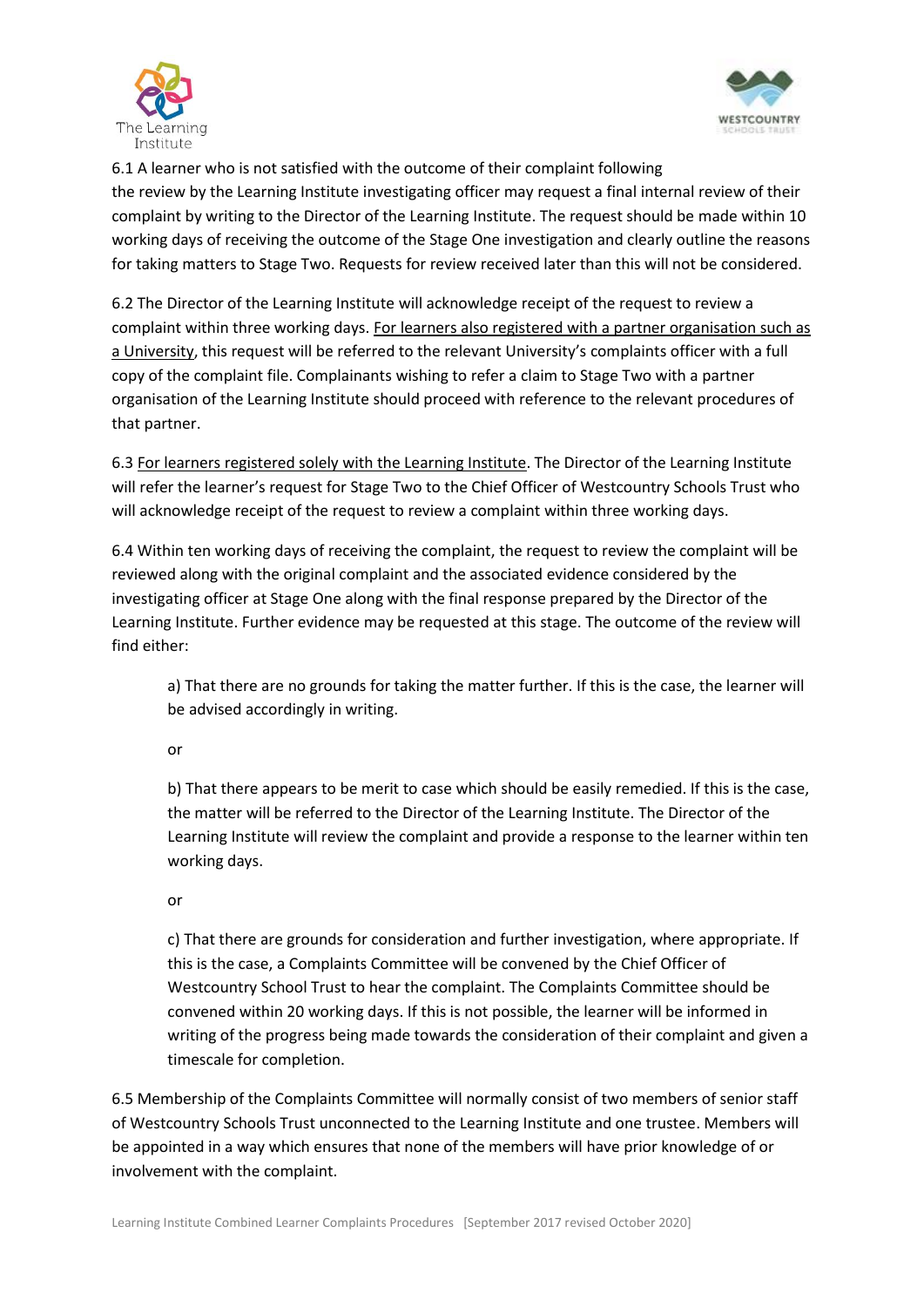6.1 A learner who is not satisfied with the outcome of their complaint following the review by the Learning Institute investigating officer may request a final internal review of their complaint by writing to the Director of the Learning Institute. The request should be made within 10 working days of receiving the outcome of the Stage One investigation and clearly outline the reasons for taking matters to Stage Two. Requests for review received later than this will not be considered.

6.2 The Director of the Learning Institute will acknowledge receipt of the request to review a complaint within three working days. <u>For learners also registered with a partner organisation such as a University</u>, this request will be referred to the relevant University's complaints officer with a full copy of the complaint file. Complainants wishing to refer a claim to Stage Two with a partner organisation of the Learning Institute should proceed with reference to the relevant procedures of that partner.

6.3 <u>For learners registered solely with the Learning Institute</u>. The Director of the Learning Institute will refer the learner's request for Stage Two to the Chief Officer of Westcountry Schools Trust who will acknowledge receipt of the request to review a complaint within three working days.

6.4 Within ten working days of receiving the complaint, the request to review the complaint will be reviewed along with the original complaint and the associated evidence considered by the investigating officer at Stage One along with the final response prepared by the Director of the Learning Institute. Further evidence may be requested at this stage. The outcome of the review will find either:

> a) That there are no grounds for taking the matter further. If this is the case, the learner will be advised accordingly in writing.
>
> or
>
> b) That there appears to be merit to case which should be easily remedied. If this is the case, the matter will be referred to the Director of the Learning Institute. The Director of the Learning Institute will review the complaint and provide a response to the learner within ten working days.
>
> or
>
> c) That there are grounds for consideration and further investigation, where appropriate. If this is the case, a Complaints Committee will be convened by the Chief Officer of Westcountry School Trust to hear the complaint. The Complaints Committee should be convened within 20 working days. If this is not possible, the learner will be informed in writing of the progress being made towards the consideration of their complaint and given a timescale for completion.

6.5 Membership of the Complaints Committee will normally consist of two members of senior staff of Westcountry Schools Trust unconnected to the Learning Institute and one trustee. Members will be appointed in a way which ensures that none of the members will have prior knowledge of or involvement with the complaint.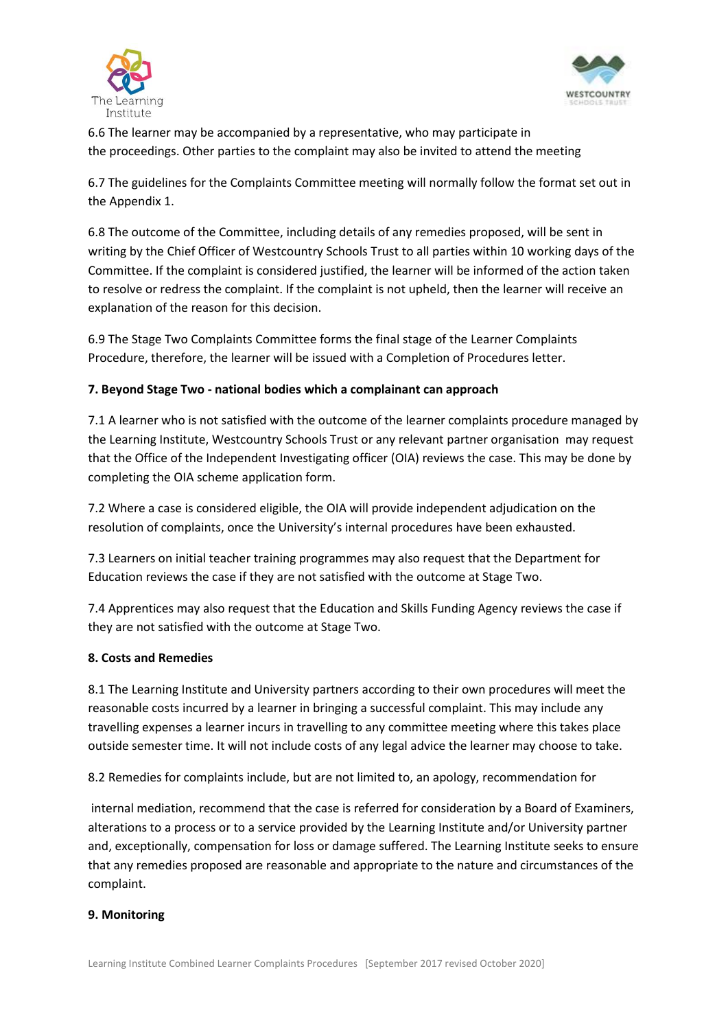6.6 The learner may be accompanied by a representative, who may participate in the proceedings. Other parties to the complaint may also be invited to attend the meeting

6.7 The guidelines for the Complaints Committee meeting will normally follow the format set out in the Appendix 1.

6.8 The outcome of the Committee, including details of any remedies proposed, will be sent in writing by the Chief Officer of Westcountry Schools Trust to all parties within 10 working days of the Committee. If the complaint is considered justified, the learner will be informed of the action taken to resolve or redress the complaint. If the complaint is not upheld, then the learner will receive an explanation of the reason for this decision.

6.9 The Stage Two Complaints Committee forms the final stage of the Learner Complaints Procedure, therefore, the learner will be issued with a Completion of Procedures letter.

**7. Beyond Stage Two - national bodies which a complainant can approach**

7.1 A learner who is not satisfied with the outcome of the learner complaints procedure managed by the Learning Institute, Westcountry Schools Trust or any relevant partner organisation may request that the Office of the Independent Investigating officer (OIA) reviews the case. This may be done by completing the OIA scheme application form.

7.2 Where a case is considered eligible, the OIA will provide independent adjudication on the resolution of complaints, once the University's internal procedures have been exhausted.

7.3 Learners on initial teacher training programmes may also request that the Department for Education reviews the case if they are not satisfied with the outcome at Stage Two.

7.4 Apprentices may also request that the Education and Skills Funding Agency reviews the case if they are not satisfied with the outcome at Stage Two.

**8. Costs and Remedies**

8.1 The Learning Institute and University partners according to their own procedures will meet the reasonable costs incurred by a learner in bringing a successful complaint. This may include any travelling expenses a learner incurs in travelling to any committee meeting where this takes place outside semester time. It will not include costs of any legal advice the learner may choose to take.

8.2 Remedies for complaints include, but are not limited to, an apology, recommendation for internal mediation, recommend that the case is referred for consideration by a Board of Examiners, alterations to a process or to a service provided by the Learning Institute and/or University partner and, exceptionally, compensation for loss or damage suffered. The Learning Institute seeks to ensure that any remedies proposed are reasonable and appropriate to the nature and circumstances of the complaint.

**9. Monitoring**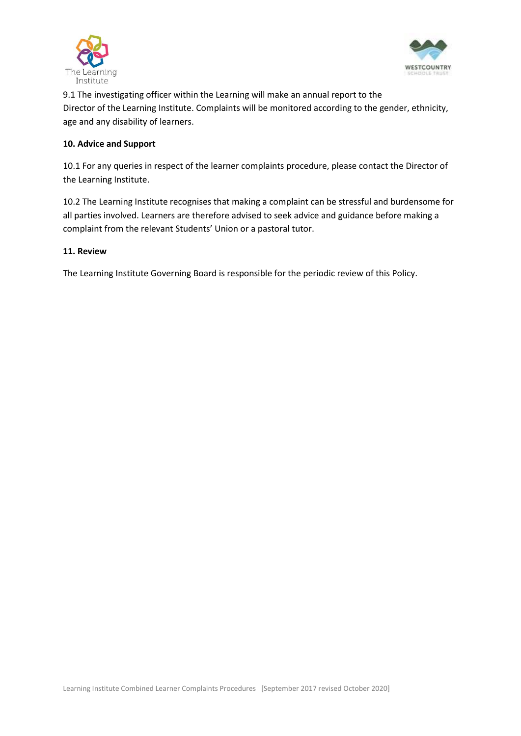9.1 The investigating officer within the Learning will make an annual report to the Director of the Learning Institute. Complaints will be monitored according to the gender, ethnicity, age and any disability of learners.

**10. Advice and Support**

10.1 For any queries in respect of the learner complaints procedure, please contact the Director of the Learning Institute.

10.2 The Learning Institute recognises that making a complaint can be stressful and burdensome for all parties involved. Learners are therefore advised to seek advice and guidance before making a complaint from the relevant Students' Union or a pastoral tutor.

**11. Review**

The Learning Institute Governing Board is responsible for the periodic review of this Policy.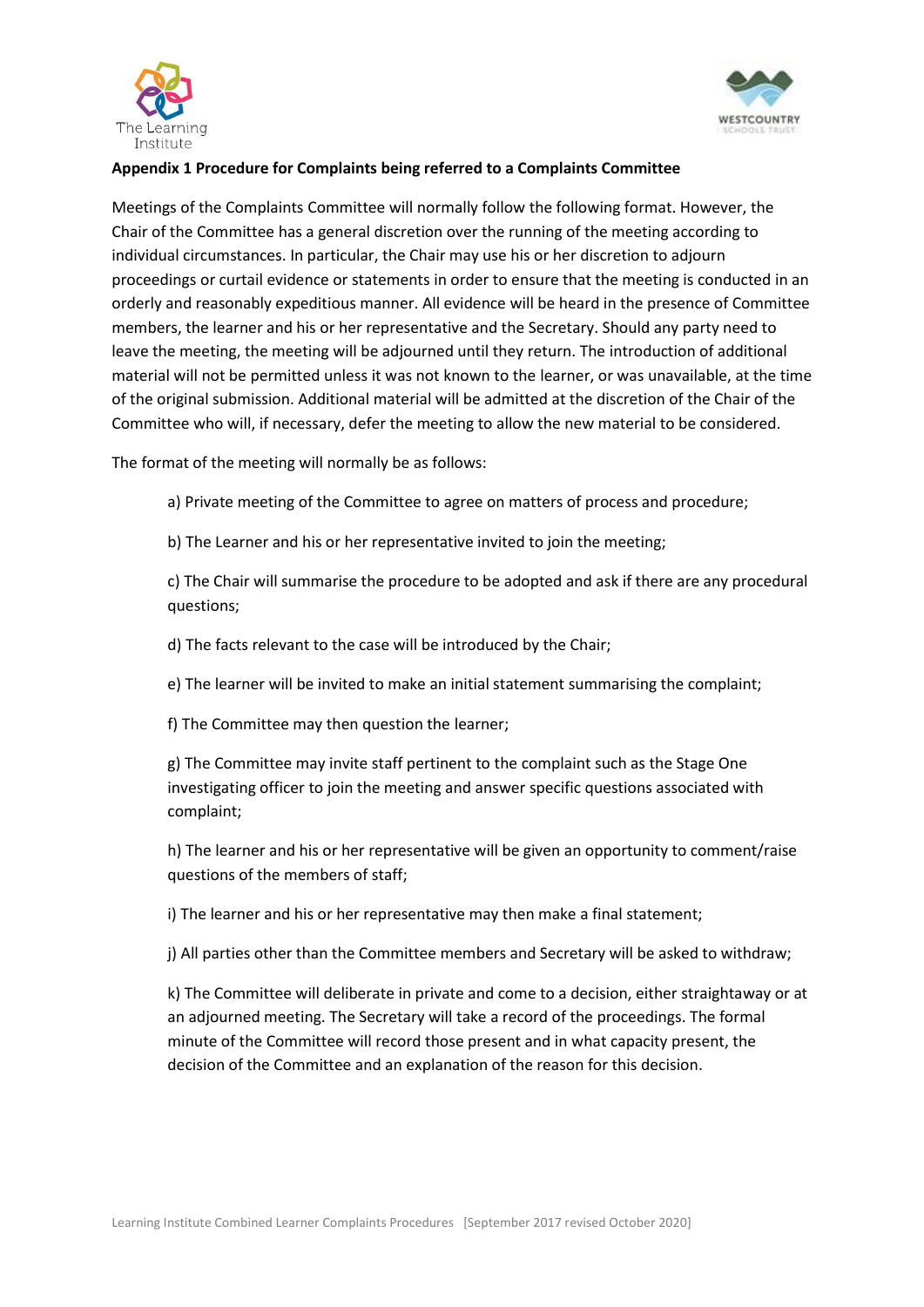**Appendix 1 Procedure for Complaints being referred to a Complaints Committee**

Meetings of the Complaints Committee will normally follow the following format. However, the Chair of the Committee has a general discretion over the running of the meeting according to individual circumstances. In particular, the Chair may use his or her discretion to adjourn proceedings or curtail evidence or statements in order to ensure that the meeting is conducted in an orderly and reasonably expeditious manner. All evidence will be heard in the presence of Committee members, the learner and his or her representative and the Secretary. Should any party need to leave the meeting, the meeting will be adjourned until they return. The introduction of additional material will not be permitted unless it was not known to the learner, or was unavailable, at the time of the original submission. Additional material will be admitted at the discretion of the Chair of the Committee who will, if necessary, defer the meeting to allow the new material to be considered.

The format of the meeting will normally be as follows:

a) Private meeting of the Committee to agree on matters of process and procedure;

b) The Learner and his or her representative invited to join the meeting;

c) The Chair will summarise the procedure to be adopted and ask if there are any procedural questions;

d) The facts relevant to the case will be introduced by the Chair;

e) The learner will be invited to make an initial statement summarising the complaint;

f) The Committee may then question the learner;

g) The Committee may invite staff pertinent to the complaint such as the Stage One investigating officer to join the meeting and answer specific questions associated with complaint;

h) The learner and his or her representative will be given an opportunity to comment/raise questions of the members of staff;

i) The learner and his or her representative may then make a final statement;

j) All parties other than the Committee members and Secretary will be asked to withdraw;

k) The Committee will deliberate in private and come to a decision, either straightaway or at an adjourned meeting. The Secretary will take a record of the proceedings. The formal minute of the Committee will record those present and in what capacity present, the decision of the Committee and an explanation of the reason for this decision.